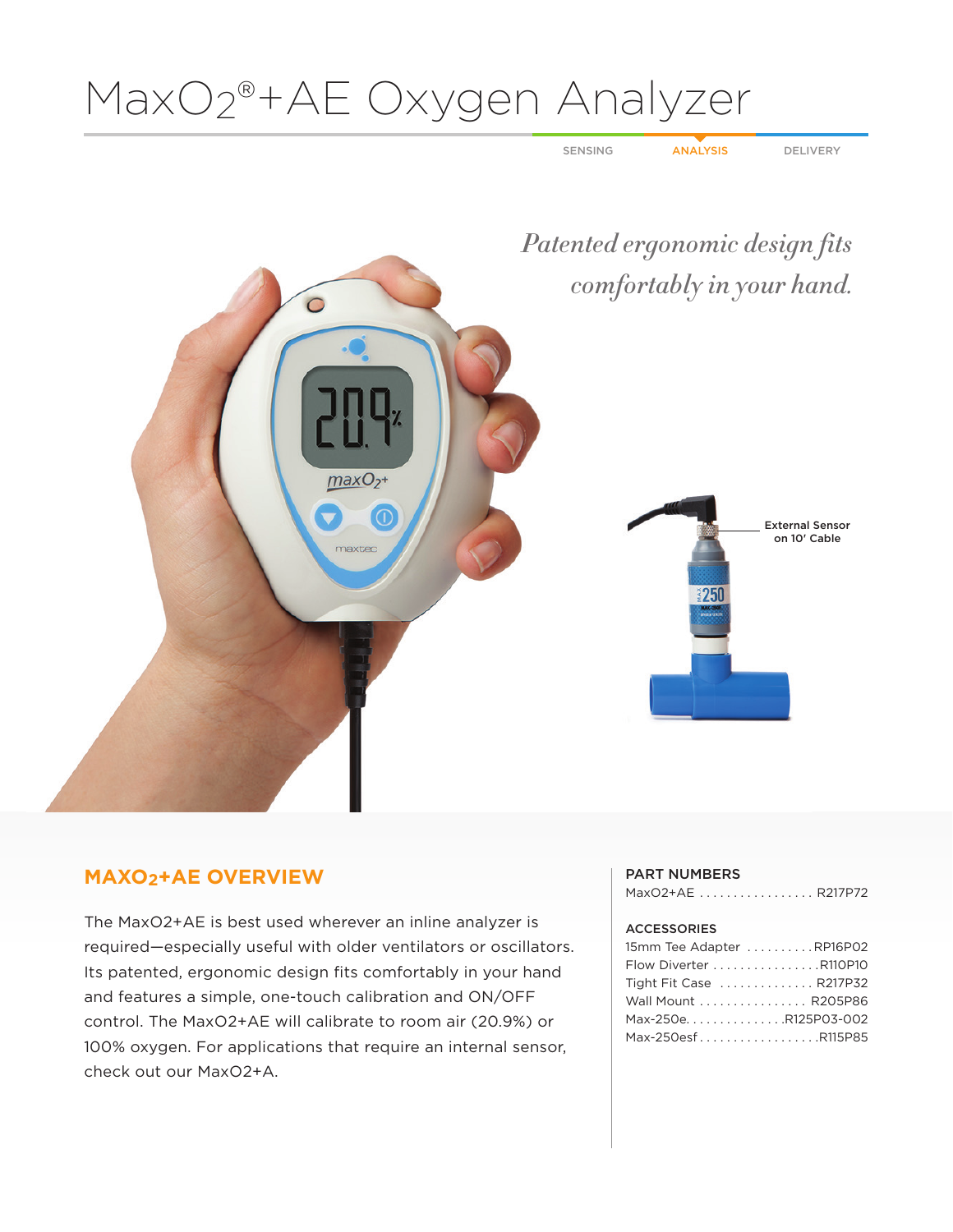# MaxO2®+AE Oxygen Analyzer

SENSING ANALYSIS DELIVERY

*Patented ergonomic design fits comfortably in your hand.*

External Sensor on 10' Cable

## MAXO2+AE OVERVIEW

The MaxO2+AE is best used wherever an inline analyzer is required—especially useful with older ventilators or oscillators. Its patented, ergonomic design fits comfortably in your hand and features a simple, one-touch calibration and ON/OFF control. The MaxO2+AE will calibrate to room air (20.9%) or 100% oxygen. For applications that require an internal sensor, check out our MaxO2+A.

**PART NUMBERS**

MaxO2+AE ................. R217P72

**ACCESSORIES**

15mm Tee Adapter .......... RP16P02
Flow Diverter ................ R110P10
Tight Fit Case .............. R217P32
Wall Mount ................. R205P86
Max-250e. ............... R125P03-002
Max-250esf .................. R115P85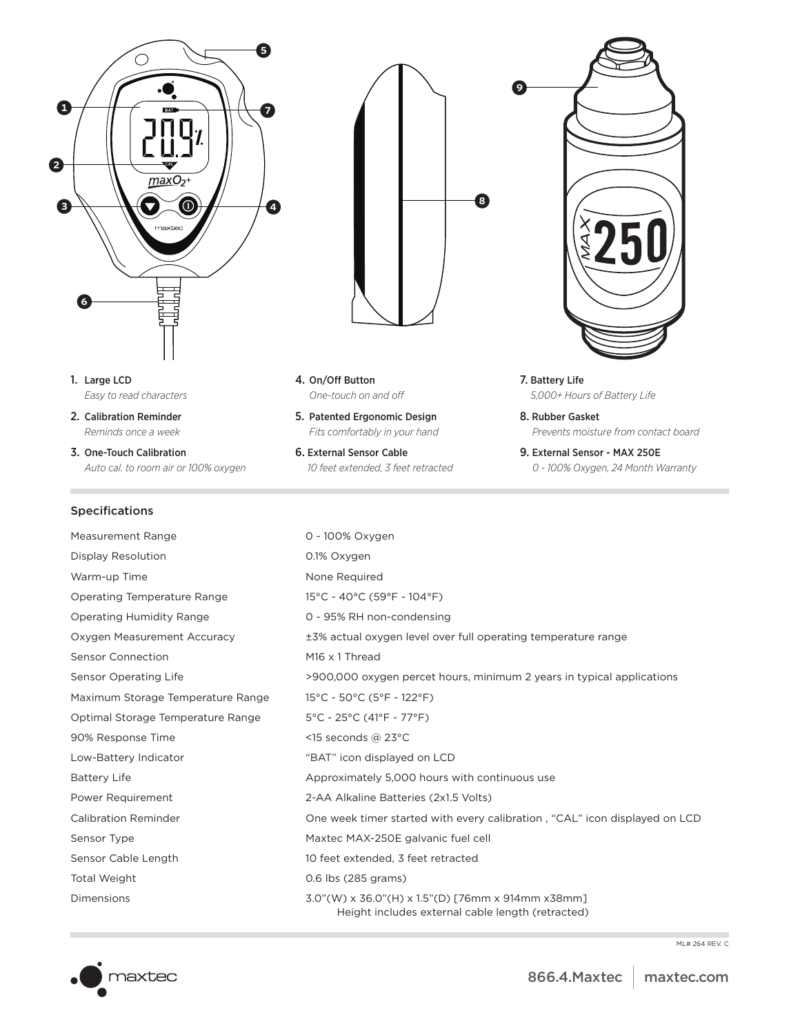1. Large LCD
   *Easy to read characters*
2. Calibration Reminder
   *Reminds once a week*
3. One-Touch Calibration
   *Auto cal. to room air or 100% oxygen*
4. On/Off Button
   *One-touch on and off*
5. Patented Ergonomic Design
   *Fits comfortably in your hand*
6. External Sensor Cable
   *10 feet extended, 3 feet retracted*
7. Battery Life
   *5,000+ Hours of Battery Life*
8. Rubber Gasket
   *Prevents moisture from contact board*
9. External Sensor - MAX 250E
   *0 - 100% Oxygen, 24 Month Warranty*

## Specifications

| | |
|---|---|
| Measurement Range | 0 - 100% Oxygen |
| Display Resolution | 0.1% Oxygen |
| Warm-up Time | None Required |
| Operating Temperature Range | 15°C - 40°C (59°F - 104°F) |
| Operating Humidity Range | 0 - 95% RH non-condensing |
| Oxygen Measurement Accuracy | ±3% actual oxygen level over full operating temperature range |
| Sensor Connection | M16 x 1 Thread |
| Sensor Operating Life | >900,000 oxygen percet hours, minimum 2 years in typical applications |
| Maximum Storage Temperature Range | 15°C - 50°C (5°F - 122°F) |
| Optimal Storage Temperature Range | 5°C - 25°C (41°F - 77°F) |
| 90% Response Time | <15 seconds @ 23°C |
| Low-Battery Indicator | "BAT" icon displayed on LCD |
| Battery Life | Approximately 5,000 hours with continuous use |
| Power Requirement | 2-AA Alkaline Batteries (2x1.5 Volts) |
| Calibration Reminder | One week timer started with every calibration , "CAL" icon displayed on LCD |
| Sensor Type | Maxtec MAX-250E galvanic fuel cell |
| Sensor Cable Length | 10 feet extended, 3 feet retracted |
| Total Weight | 0.6 lbs (285 grams) |
| Dimensions | 3.0"(W) x 36.0"(H) x 1.5"(D) [76mm x 914mm x38mm] Height includes external cable length (retracted) |

ML# 264 REV. C

maxtec

866.4.Maxtec | maxtec.com